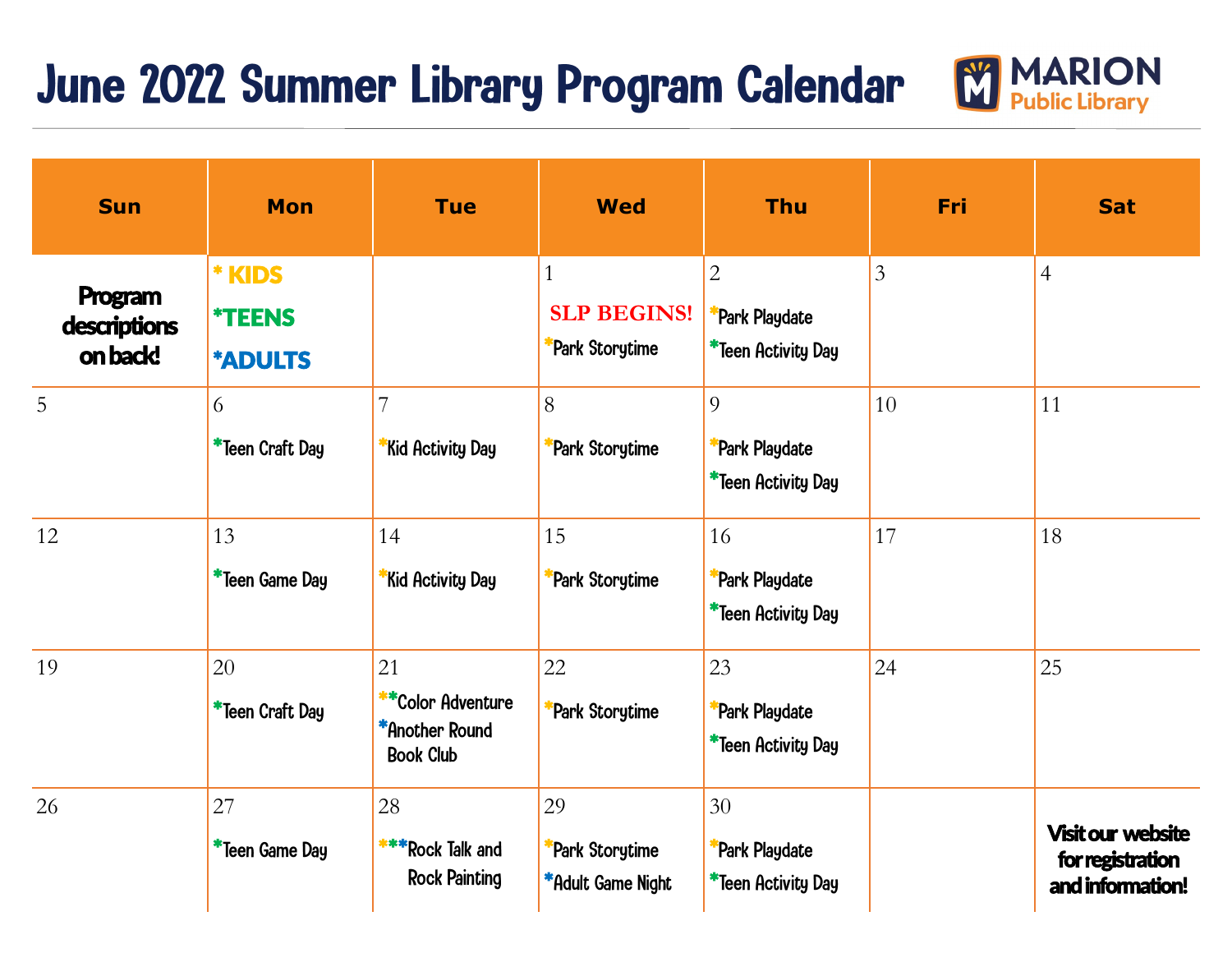# June 2022 Summer Library Program Calendar

MARION Public Library

| Sun | Mon | Tue | Wed | Thu | Fri | Sat |
|---|---|---|---|---|---|---|
| **Program descriptions on back!** | * KIDS<br>*TEENS<br>*ADULTS | | 1<br>SLP BEGINS!<br>*Park Storytime | 2<br>*Park Playdate<br>*Teen Activity Day | 3 | 4 |
| 5 | 6<br>*Teen Craft Day | 7<br>*Kid Activity Day | 8<br>*Park Storytime | 9<br>*Park Playdate<br>*Teen Activity Day | 10 | 11 |
| 12 | 13<br>*Teen Game Day | 14<br>*Kid Activity Day | 15<br>*Park Storytime | 16<br>*Park Playdate<br>*Teen Activity Day | 17 | 18 |
| 19 | 20<br>*Teen Craft Day | 21<br>**Color Adventure<br>*Another Round Book Club | 22<br>*Park Storytime | 23<br>*Park Playdate<br>*Teen Activity Day | 24 | 25 |
| 26 | 27<br>*Teen Game Day | 28<br>***Rock Talk and Rock Painting | 29<br>*Park Storytime<br>*Adult Game Night | 30<br>*Park Playdate<br>*Teen Activity Day | | **Visit our website for registration and information!** |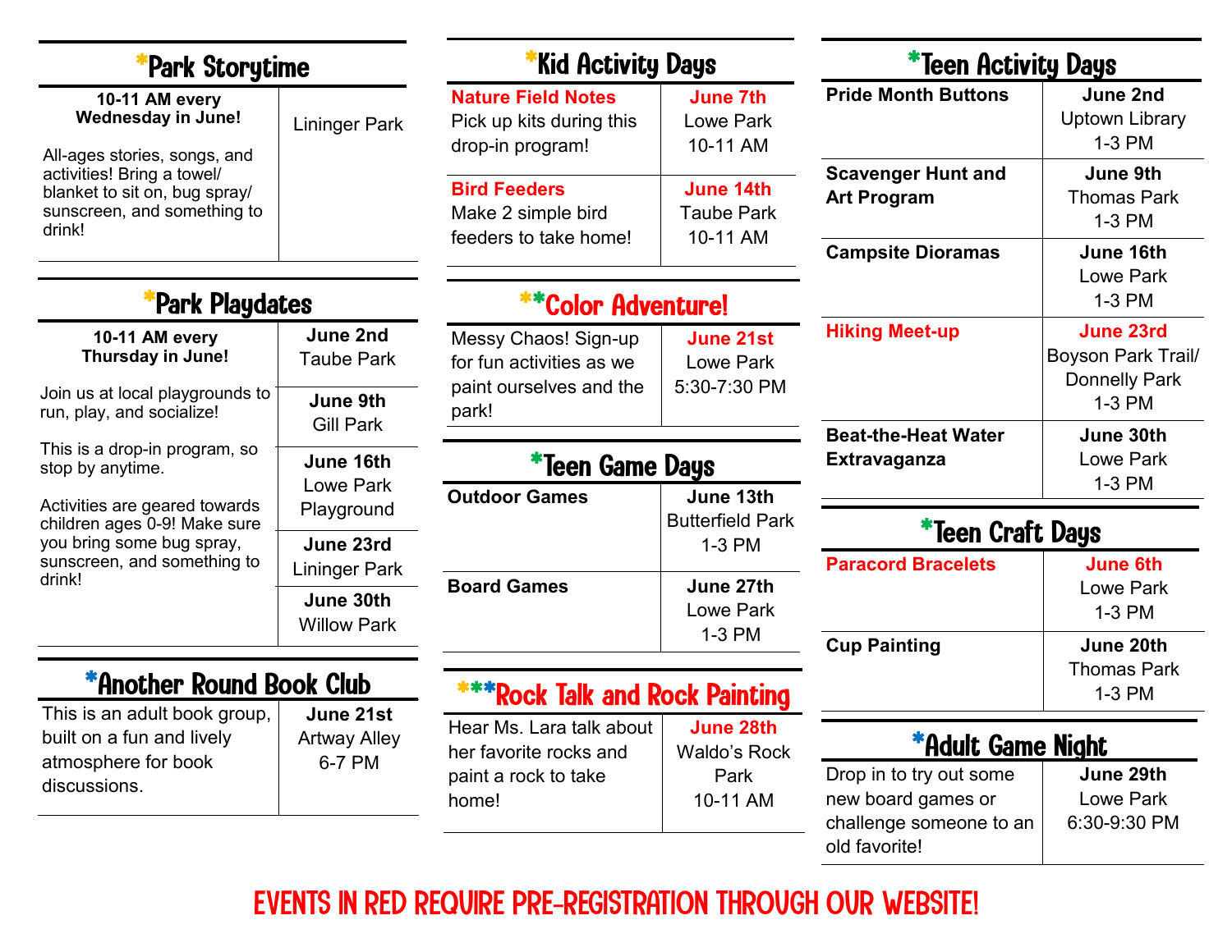## *Park Storytime

| | |
|---|---|
| **10-11 AM every Wednesday in June!** All-ages stories, songs, and activities! Bring a towel/ blanket to sit on, bug spray/ sunscreen, and something to drink! | Lininger Park |

## *Park Playdates

**10-11 AM every Thursday in June!**

Join us at local playgrounds to run, play, and socialize!

This is a drop-in program, so stop by anytime.

Activities are geared towards children ages 0-9! Make sure you bring some bug spray, sunscreen, and something to drink!

| | |
|---|---|
| **June 2nd** | Taube Park |
| **June 9th** | Gill Park |
| **June 16th** | Lowe Park Playground |
| **June 23rd** | Lininger Park |
| **June 30th** | Willow Park |

## *Another Round Book Club

| | |
|---|---|
| This is an adult book group, built on a fun and lively atmosphere for book discussions. | **June 21st** Artway Alley 6-7 PM |

## *Kid Activity Days

| | |
|---|---|
| **Nature Field Notes** Pick up kits during this drop-in program! | **June 7th** Lowe Park 10-11 AM |
| **Bird Feeders** Make 2 simple bird feeders to take home! | **June 14th** Taube Park 10-11 AM |

## **Color Adventure!

| | |
|---|---|
| Messy Chaos! Sign-up for fun activities as we paint ourselves and the park! | **June 21st** Lowe Park 5:30-7:30 PM |

## *Teen Game Days

| | |
|---|---|
| **Outdoor Games** | **June 13th** Butterfield Park 1-3 PM |
| **Board Games** | **June 27th** Lowe Park 1-3 PM |

## ***Rock Talk and Rock Painting

| | |
|---|---|
| Hear Ms. Lara talk about her favorite rocks and paint a rock to take home! | **June 28th** Waldo's Rock Park 10-11 AM |

## *Teen Activity Days

| | |
|---|---|
| **Pride Month Buttons** | **June 2nd** Uptown Library 1-3 PM |
| **Scavenger Hunt and Art Program** | **June 9th** Thomas Park 1-3 PM |
| **Campsite Dioramas** | **June 16th** Lowe Park 1-3 PM |
| **Hiking Meet-up** | **June 23rd** Boyson Park Trail/ Donnelly Park 1-3 PM |
| **Beat-the-Heat Water Extravaganza** | **June 30th** Lowe Park 1-3 PM |

## *Teen Craft Days

| | |
|---|---|
| **Paracord Bracelets** | **June 6th** Lowe Park 1-3 PM |
| **Cup Painting** | **June 20th** Thomas Park 1-3 PM |

## *Adult Game Night

| | |
|---|---|
| Drop in to try out some new board games or challenge someone to an old favorite! | **June 29th** Lowe Park 6:30-9:30 PM |

# EVENTS IN RED REQUIRE PRE-REGISTRATION THROUGH OUR WEBSITE!